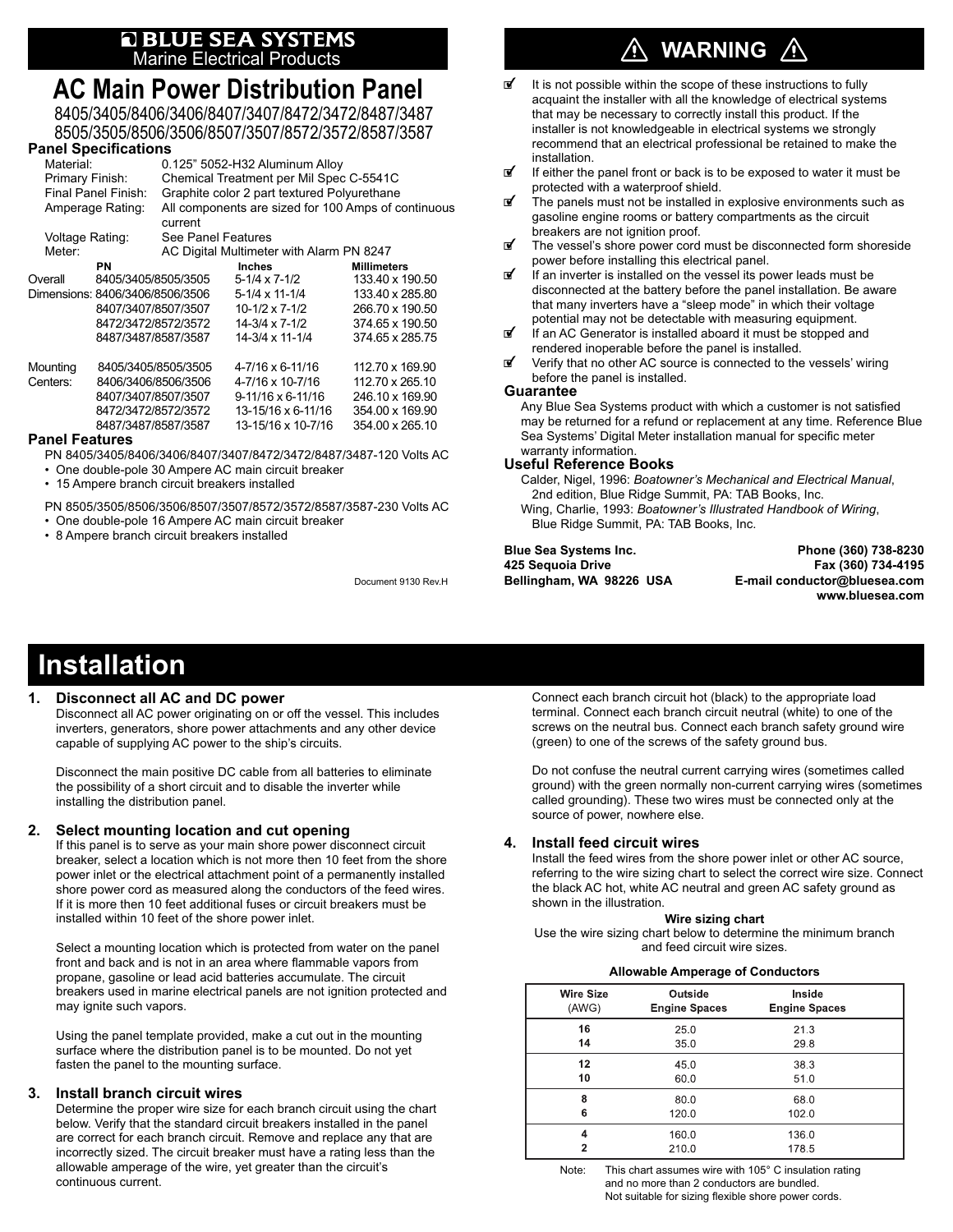**BLUE SEA SYSTEMS**
Marine Electrical Products

# AC Main Power Distribution Panel

8405/3405/8406/3406/8407/3407/8472/3472/8487/3487
8505/3505/8506/3506/8507/3507/8572/3572/8587/3587

### Panel Specifications

| | |
|---|---|
| Material: | 0.125" 5052-H32 Aluminum Alloy |
| Primary Finish: | Chemical Treatment per Mil Spec C-5541C |
| Final Panel Finish: | Graphite color 2 part textured Polyurethane |
| Amperage Rating: | All components are sized for 100 Amps of continuous current |
| Voltage Rating: | See Panel Features |
| Meter: | AC Digital Multimeter with Alarm PN 8247 |

| | PN | Inches | Millimeters |
|---|---|---|---|
| Overall Dimensions: | 8405/3405/8505/3505 | 5-1/4 x 7-1/2 | 133.40 x 190.50 |
| | 8406/3406/8506/3506 | 5-1/4 x 11-1/4 | 133.40 x 285.80 |
| | 8407/3407/8507/3507 | 10-1/2 x 7-1/2 | 266.70 x 190.50 |
| | 8472/3472/8572/3572 | 14-3/4 x 7-1/2 | 374.65 x 190.50 |
| | 8487/3487/8587/3587 | 14-3/4 x 11-1/4 | 374.65 x 285.75 |
| Mounting Centers: | 8405/3405/8505/3505 | 4-7/16 x 6-11/16 | 112.70 x 169.90 |
| | 8406/3406/8506/3506 | 4-7/16 x 10-7/16 | 112.70 x 265.10 |
| | 8407/3407/8507/3507 | 9-11/16 x 6-11/16 | 246.10 x 169.90 |
| | 8472/3472/8572/3572 | 13-15/16 x 6-11/16 | 354.00 x 169.90 |
| | 8487/3487/8587/3587 | 13-15/16 x 10-7/16 | 354.00 x 265.10 |

### Panel Features

PN 8405/3405/8406/3406/8407/3407/8472/3472/8487/3487-120 Volts AC

- One double-pole 30 Ampere AC main circuit breaker
- 15 Ampere branch circuit breakers installed

PN 8505/3505/8506/3506/8507/3507/8572/3572/8587/3587-230 Volts AC

- One double-pole 16 Ampere AC main circuit breaker
- 8 Ampere branch circuit breakers installed

Document 9130 Rev.H

## ⚠ WARNING ⚠

- ☑ It is not possible within the scope of these instructions to fully acquaint the installer with all the knowledge of electrical systems that may be necessary to correctly install this product. If the installer is not knowledgeable in electrical systems we strongly recommend that an electrical professional be retained to make the installation.
- ☑ If either the panel front or back is to be exposed to water it must be protected with a waterproof shield.
- ☑ The panels must not be installed in explosive environments such as gasoline engine rooms or battery compartments as the circuit breakers are not ignition proof.
- ☑ The vessel's shore power cord must be disconnected form shoreside power before installing this electrical panel.
- ☑ If an inverter is installed on the vessel its power leads must be disconnected at the battery before the panel installation. Be aware that many inverters have a "sleep mode" in which their voltage potential may not be detectable with measuring equipment.
- ☑ If an AC Generator is installed aboard it must be stopped and rendered inoperable before the panel is installed.
- ☑ Verify that no other AC source is connected to the vessels' wiring before the panel is installed.

### Guarantee

Any Blue Sea Systems product with which a customer is not satisfied may be returned for a refund or replacement at any time. Reference Blue Sea Systems' Digital Meter installation manual for specific meter warranty information.

### Useful Reference Books

Calder, Nigel, 1996: *Boatowner's Mechanical and Electrical Manual*, 2nd edition, Blue Ridge Summit, PA: TAB Books, Inc.
Wing, Charlie, 1993: *Boatowner's Illustrated Handbook of Wiring*, Blue Ridge Summit, PA: TAB Books, Inc.

**Blue Sea Systems Inc.**
**425 Sequoia Drive**
**Bellingham, WA 98226 USA**

**Phone (360) 738-8230**
**Fax (360) 734-4195**
**E-mail conductor@bluesea.com**
**www.bluesea.com**

# Installation

### 1. Disconnect all AC and DC power

Disconnect all AC power originating on or off the vessel. This includes inverters, generators, shore power attachments and any other device capable of supplying AC power to the ship's circuits.

Disconnect the main positive DC cable from all batteries to eliminate the possibility of a short circuit and to disable the inverter while installing the distribution panel.

### 2. Select mounting location and cut opening

If this panel is to serve as your main shore power disconnect circuit breaker, select a location which is not more then 10 feet from the shore power inlet or the electrical attachment point of a permanently installed shore power cord as measured along the conductors of the feed wires. If it is more then 10 feet additional fuses or circuit breakers must be installed within 10 feet of the shore power inlet.

Select a mounting location which is protected from water on the panel front and back and is not in an area where flammable vapors from propane, gasoline or lead acid batteries accumulate. The circuit breakers used in marine electrical panels are not ignition protected and may ignite such vapors.

Using the panel template provided, make a cut out in the mounting surface where the distribution panel is to be mounted. Do not yet fasten the panel to the mounting surface.

### 3. Install branch circuit wires

Determine the proper wire size for each branch circuit using the chart below. Verify that the standard circuit breakers installed in the panel are correct for each branch circuit. Remove and replace any that are incorrectly sized. The circuit breaker must have a rating less than the allowable amperage of the wire, yet greater than the circuit's continuous current.

Connect each branch circuit hot (black) to the appropriate load terminal. Connect each branch circuit neutral (white) to one of the screws on the neutral bus. Connect each branch safety ground wire (green) to one of the screws of the safety ground bus.

Do not confuse the neutral current carrying wires (sometimes called ground) with the green normally non-current carrying wires (sometimes called grounding). These two wires must be connected only at the source of power, nowhere else.

### 4. Install feed circuit wires

Install the feed wires from the shore power inlet or other AC source, referring to the wire sizing chart to select the correct wire size. Connect the black AC hot, white AC neutral and green AC safety ground as shown in the illustration.

**Wire sizing chart**
Use the wire sizing chart below to determine the minimum branch and feed circuit wire sizes.

**Allowable Amperage of Conductors**

| Wire Size (AWG) | Outside Engine Spaces | Inside Engine Spaces |
|---|---|---|
| 16 | 25.0 | 21.3 |
| 14 | 35.0 | 29.8 |
| 12 | 45.0 | 38.3 |
| 10 | 60.0 | 51.0 |
| 8 | 80.0 | 68.0 |
| 6 | 120.0 | 102.0 |
| 4 | 160.0 | 136.0 |
| 2 | 210.0 | 178.5 |

Note: This chart assumes wire with 105° C insulation rating and no more than 2 conductors are bundled. Not suitable for sizing flexible shore power cords.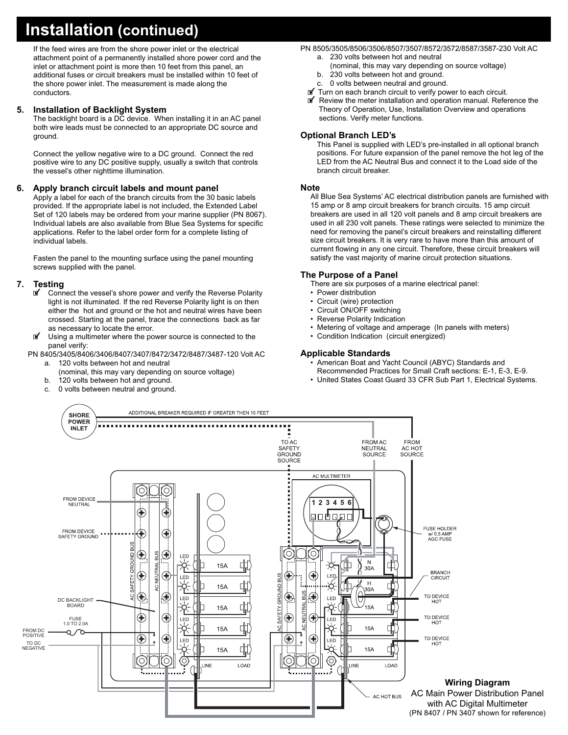# Installation (continued)

If the feed wires are from the shore power inlet or the electrical attachment point of a permanently installed shore power cord and the inlet or attachment point is more then 10 feet from this panel, an additional fuses or circuit breakers must be installed within 10 feet of the shore power inlet. The measurement is made along the conductors.

## 5. Installation of Backlight System

The backlight board is a DC device. When installing it in an AC panel both wire leads must be connected to an appropriate DC source and ground.

Connect the yellow negative wire to a DC ground. Connect the red positive wire to any DC positive supply, usually a switch that controls the vessel's other nighttime illumination.

## 6. Apply branch circuit labels and mount panel

Apply a label for each of the branch circuits from the 30 basic labels provided. If the appropriate label is not included, the Extended Label Set of 120 labels may be ordered from your marine supplier (PN 8067). Individual labels are also available from Blue Sea Systems for specific applications. Refer to the label order form for a complete listing of individual labels.

Fasten the panel to the mounting surface using the panel mounting screws supplied with the panel.

## 7. Testing

- ☑ Connect the vessel's shore power and verify the Reverse Polarity light is not illuminated. If the red Reverse Polarity light is on then either the hot and ground or the hot and neutral wires have been crossed. Starting at the panel, trace the connections back as far as necessary to locate the error.
- ☑ Using a multimeter where the power source is connected to the panel verify:

PN 8405/3405/8406/3406/8407/3407/8472/3472/8487/3487-120 Volt AC

a. 120 volts between hot and neutral (nominal, this may vary depending on source voltage)
b. 120 volts between hot and ground.
c. 0 volts between neutral and ground.

PN 8505/3505/8506/3506/8507/3507/8572/3572/8587/3587-230 Volt AC

a. 230 volts between hot and neutral (nominal, this may vary depending on source voltage)
b. 230 volts between hot and ground.
c. 0 volts between neutral and ground.

- ☑ Turn on each branch circuit to verify power to each circuit.
- ☑ Review the meter installation and operation manual. Reference the Theory of Operation, Use, Installation Overview and operations sections. Verify meter functions.

### Optional Branch LED's

This Panel is supplied with LED's pre-installed in all optional branch positions. For future expansion of the panel remove the hot leg of the LED from the AC Neutral Bus and connect it to the Load side of the branch circuit breaker.

### Note

All Blue Sea Systems' AC electrical distribution panels are furnished with 15 amp or 8 amp circuit breakers for branch circuits. 15 amp circuit breakers are used in all 120 volt panels and 8 amp circuit breakers are used in all 230 volt panels. These ratings were selected to minimize the need for removing the panel's circuit breakers and reinstalling different size circuit breakers. It is very rare to have more than this amount of current flowing in any one circuit. Therefore, these circuit breakers will satisfy the vast majority of marine circuit protection situations.

### The Purpose of a Panel

There are six purposes of a marine electrical panel:

- Power distribution
- Circuit (wire) protection
- Circuit ON/OFF switching
- Reverse Polarity Indication
- Metering of voltage and amperage (In panels with meters)
- Condition Indication (circuit energized)

### Applicable Standards

- American Boat and Yacht Council (ABYC) Standards and Recommended Practices for Small Craft sections: E-1, E-3, E-9.
- United States Coast Guard 33 CFR Sub Part 1, Electrical Systems.

SHORE POWER INLET
ADDITIONAL BREAKER REQUIRED IF GREATER THEN 10 FEET
TO AC SAFETY GROUND SOURCE
FROM AC NEUTRAL SOURCE
FROM AC HOT SOURCE
AC MULTIMETER
1 2 3 4 5 6
FUSE HOLDER w/ 0.5 AMP AGC FUSE
FROM DEVICE NEUTRAL
FROM DEVICE SAFETY GROUND
AC SAFETY GROUND BUS
AC NEUTRAL BUS
LED
15A
N 30A
H 30A
BRANCH CIRCUIT
TO DEVICE HOT
TO DEVICE HOT
TO DEVICE HOT
DC BACKLIGHT BOARD
FUSE 1.0 TO 2.0A
FROM DC POSITIVE
TO DC NEGATIVE
LINE
LOAD
AC HOT BUS

**Wiring Diagram**
AC Main Power Distribution Panel with AC Digital Multimeter
(PN 8407 / PN 3407 shown for reference)